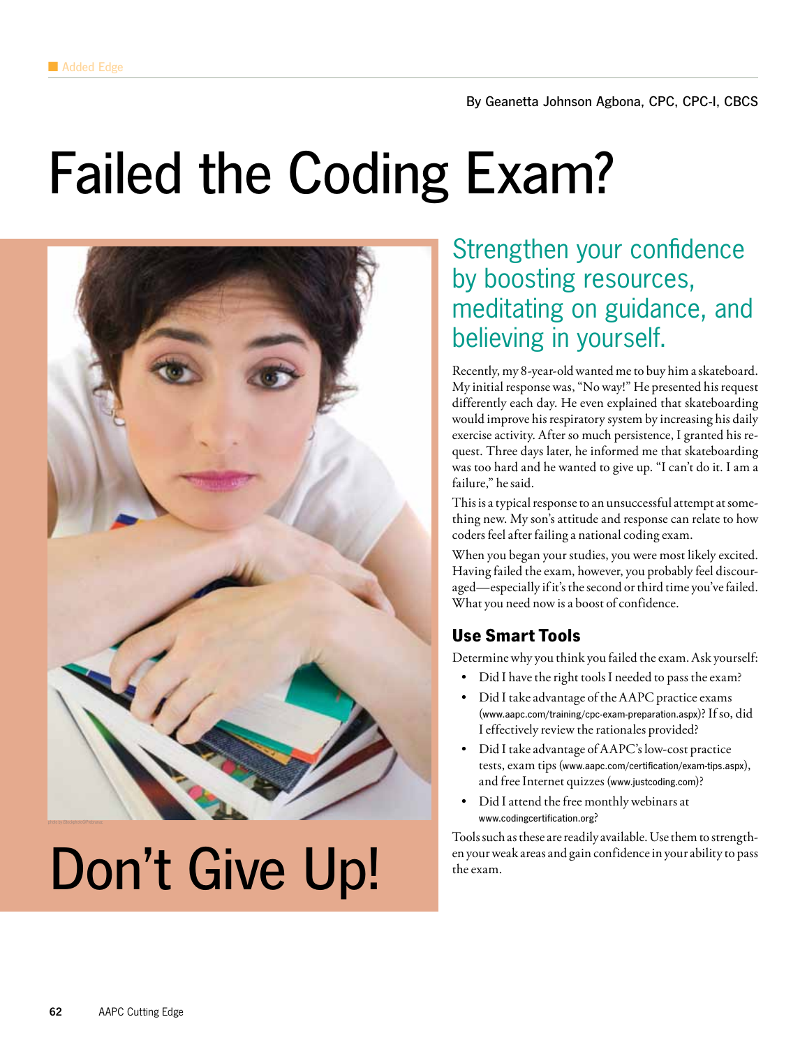By Geanetta Johnson Agbona, CPC, CPC-I, CBCS

# Failed the Coding Exam? Don't Give Up!

## Strengthen your confidence by boosting resources, meditating on guidance, and believing in yourself.

Recently, my 8-year-old wanted me to buy him a skateboard. My initial response was, "No way!" He presented his request differently each day. He even explained that skateboarding would improve his respiratory system by increasing his daily exercise activity. After so much persistence, I granted his request. Three days later, he informed me that skateboarding was too hard and he wanted to give up. "I can't do it. I am a failure," he said.

This is a typical response to an unsuccessful attempt at something new. My son's attitude and response can relate to how coders feel after failing a national coding exam.

When you began your studies, you were most likely excited. Having failed the exam, however, you probably feel discouraged—especially if it's the second or third time you've failed. What you need now is a boost of confidence.

### Use Smart Tools

Determine why you think you failed the exam. Ask yourself:

- Did I have the right tools I needed to pass the exam?
- Did I take advantage of the AAPC practice exams (www.aapc.com/training/cpc-exam-preparation.aspx)? If so, did I effectively review the rationales provided?
- Did I take advantage of AAPC's low-cost practice tests, exam tips (www.aapc.com/certification/exam-tips.aspx), and free Internet quizzes (www.justcoding.com)?
- Did I attend the free monthly webinars at www.codingcertification.org?

Tools such as these are readily available. Use them to strengthen your weak areas and gain confidence in your ability to pass the exam.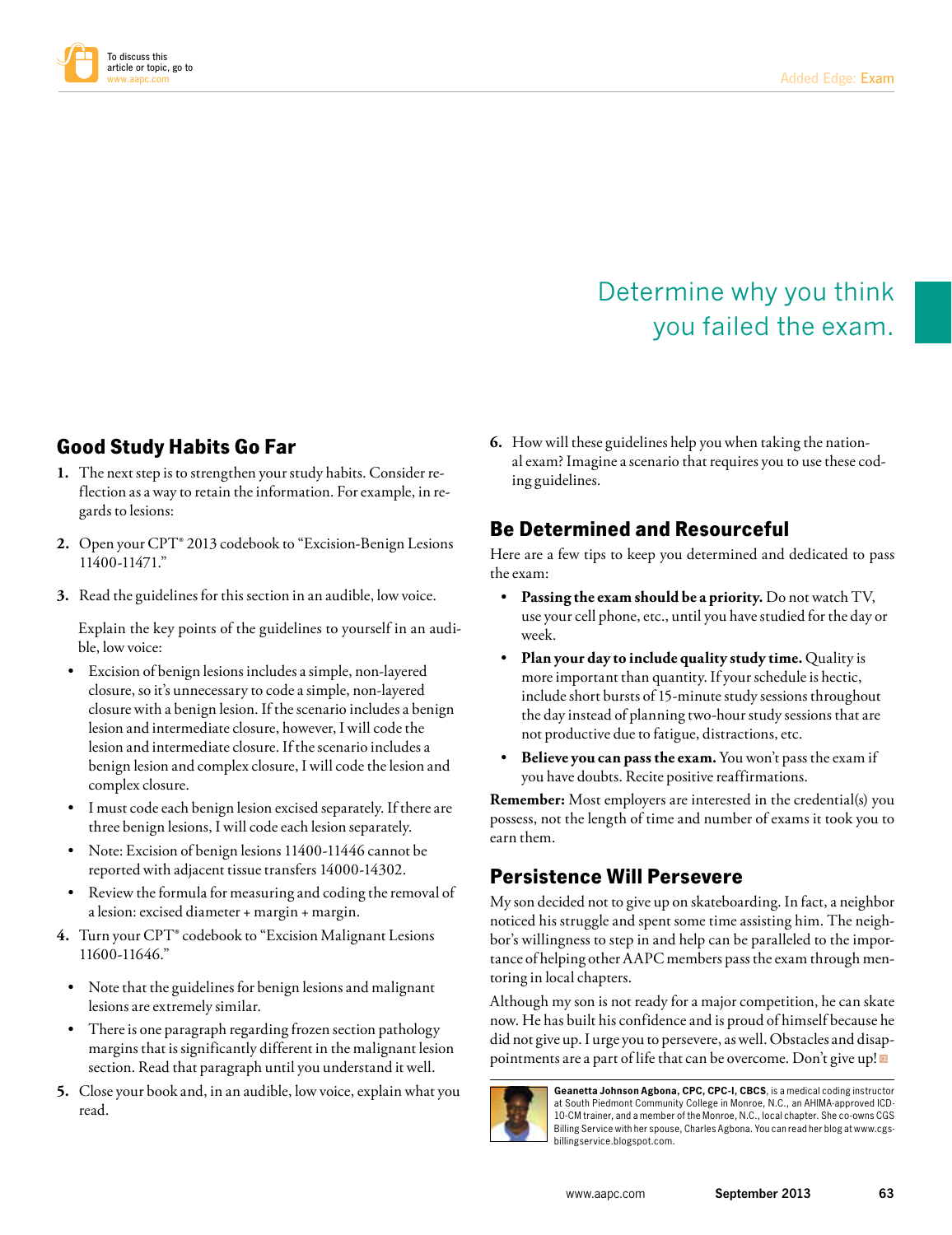Determine why you think you failed the exam.

## Good Study Habits Go Far

1. The next step is to strengthen your study habits. Consider reflection as a way to retain the information. For example, in regards to lesions:

2. Open your CPT® 2013 codebook to "Excision-Benign Lesions 11400-11471."

3. Read the guidelines for this section in an audible, low voice.

   Explain the key points of the guidelines to yourself in an audible, low voice:

   - Excision of benign lesions includes a simple, non-layered closure, so it's unnecessary to code a simple, non-layered closure with a benign lesion. If the scenario includes a benign lesion and intermediate closure, however, I will code the lesion and intermediate closure. If the scenario includes a benign lesion and complex closure, I will code the lesion and complex closure.
   - I must code each benign lesion excised separately. If there are three benign lesions, I will code each lesion separately.
   - Note: Excision of benign lesions 11400-11446 cannot be reported with adjacent tissue transfers 14000-14302.
   - Review the formula for measuring and coding the removal of a lesion: excised diameter + margin + margin.

4. Turn your CPT® codebook to "Excision Malignant Lesions 11600-11646."

   - Note that the guidelines for benign lesions and malignant lesions are extremely similar.
   - There is one paragraph regarding frozen section pathology margins that is significantly different in the malignant lesion section. Read that paragraph until you understand it well.

5. Close your book and, in an audible, low voice, explain what you read.

6. How will these guidelines help you when taking the national exam? Imagine a scenario that requires you to use these coding guidelines.

## Be Determined and Resourceful

Here are a few tips to keep you determined and dedicated to pass the exam:

- **Passing the exam should be a priority.** Do not watch TV, use your cell phone, etc., until you have studied for the day or week.
- **Plan your day to include quality study time.** Quality is more important than quantity. If your schedule is hectic, include short bursts of 15-minute study sessions throughout the day instead of planning two-hour study sessions that are not productive due to fatigue, distractions, etc.
- **Believe you can pass the exam.** You won't pass the exam if you have doubts. Recite positive reaffirmations.

**Remember:** Most employers are interested in the credential(s) you possess, not the length of time and number of exams it took you to earn them.

## Persistence Will Persevere

My son decided not to give up on skateboarding. In fact, a neighbor noticed his struggle and spent some time assisting him. The neighbor's willingness to step in and help can be paralleled to the importance of helping other AAPC members pass the exam through mentoring in local chapters.

Although my son is not ready for a major competition, he can skate now. He has built his confidence and is proud of himself because he did not give up. I urge you to persevere, as well. Obstacles and disappointments are a part of life that can be overcome. Don't give up!

**Geanetta Johnson Agbona, CPC, CPC-I, CBCS,** is a medical coding instructor at South Piedmont Community College in Monroe, N.C., an AHIMA-approved ICD-10-CM trainer, and a member of the Monroe, N.C., local chapter. She co-owns CGS Billing Service with her spouse, Charles Agbona. You can read her blog at www.cgs-billingservice.blogspot.com.